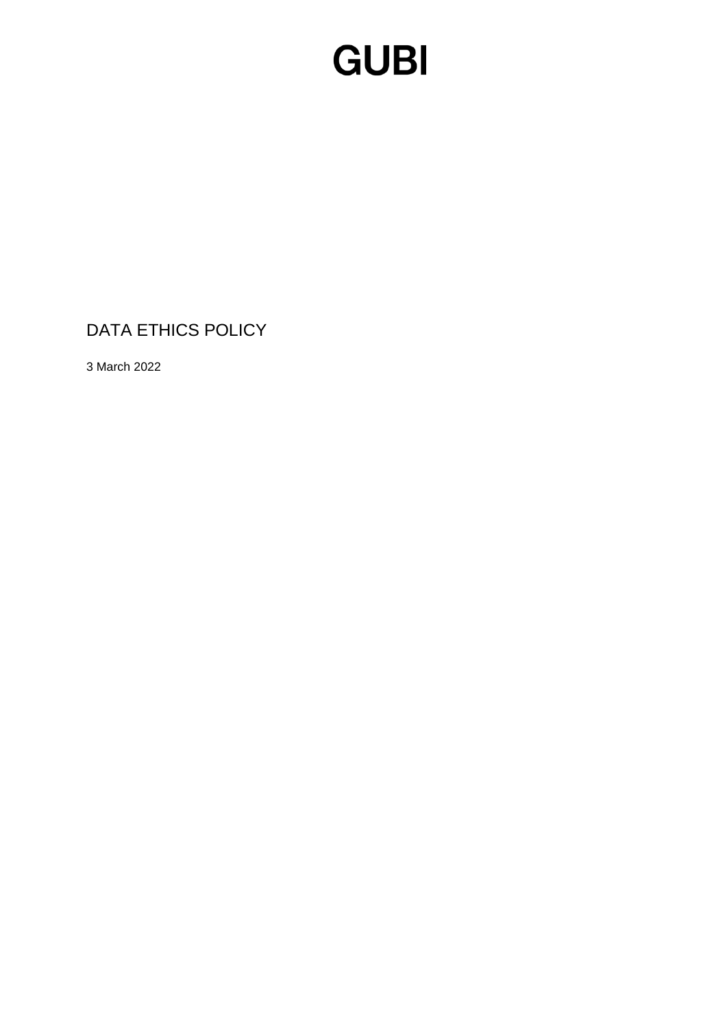# GUBI

## DATA ETHICS POLICY

3 March 2022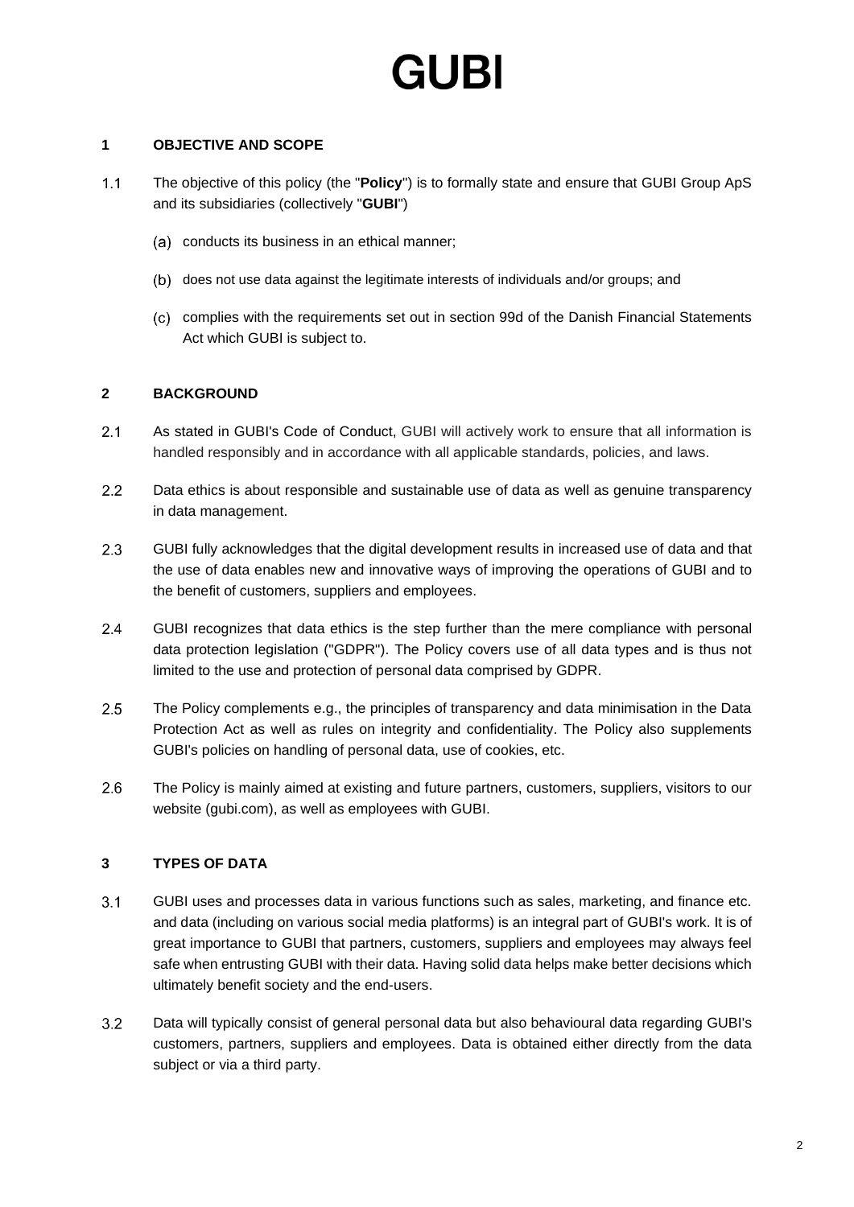# GUBI

## 1 OBJECTIVE AND SCOPE

1.1 The objective of this policy (the "**Policy**") is to formally state and ensure that GUBI Group ApS and its subsidiaries (collectively "**GUBI**")

(a) conducts its business in an ethical manner;

(b) does not use data against the legitimate interests of individuals and/or groups; and

(c) complies with the requirements set out in section 99d of the Danish Financial Statements Act which GUBI is subject to.

## 2 BACKGROUND

2.1 As stated in GUBI's Code of Conduct, GUBI will actively work to ensure that all information is handled responsibly and in accordance with all applicable standards, policies, and laws.

2.2 Data ethics is about responsible and sustainable use of data as well as genuine transparency in data management.

2.3 GUBI fully acknowledges that the digital development results in increased use of data and that the use of data enables new and innovative ways of improving the operations of GUBI and to the benefit of customers, suppliers and employees.

2.4 GUBI recognizes that data ethics is the step further than the mere compliance with personal data protection legislation ("GDPR"). The Policy covers use of all data types and is thus not limited to the use and protection of personal data comprised by GDPR.

2.5 The Policy complements e.g., the principles of transparency and data minimisation in the Data Protection Act as well as rules on integrity and confidentiality. The Policy also supplements GUBI's policies on handling of personal data, use of cookies, etc.

2.6 The Policy is mainly aimed at existing and future partners, customers, suppliers, visitors to our website (gubi.com), as well as employees with GUBI.

## 3 TYPES OF DATA

3.1 GUBI uses and processes data in various functions such as sales, marketing, and finance etc. and data (including on various social media platforms) is an integral part of GUBI's work. It is of great importance to GUBI that partners, customers, suppliers and employees may always feel safe when entrusting GUBI with their data. Having solid data helps make better decisions which ultimately benefit society and the end-users.

3.2 Data will typically consist of general personal data but also behavioural data regarding GUBI's customers, partners, suppliers and employees. Data is obtained either directly from the data subject or via a third party.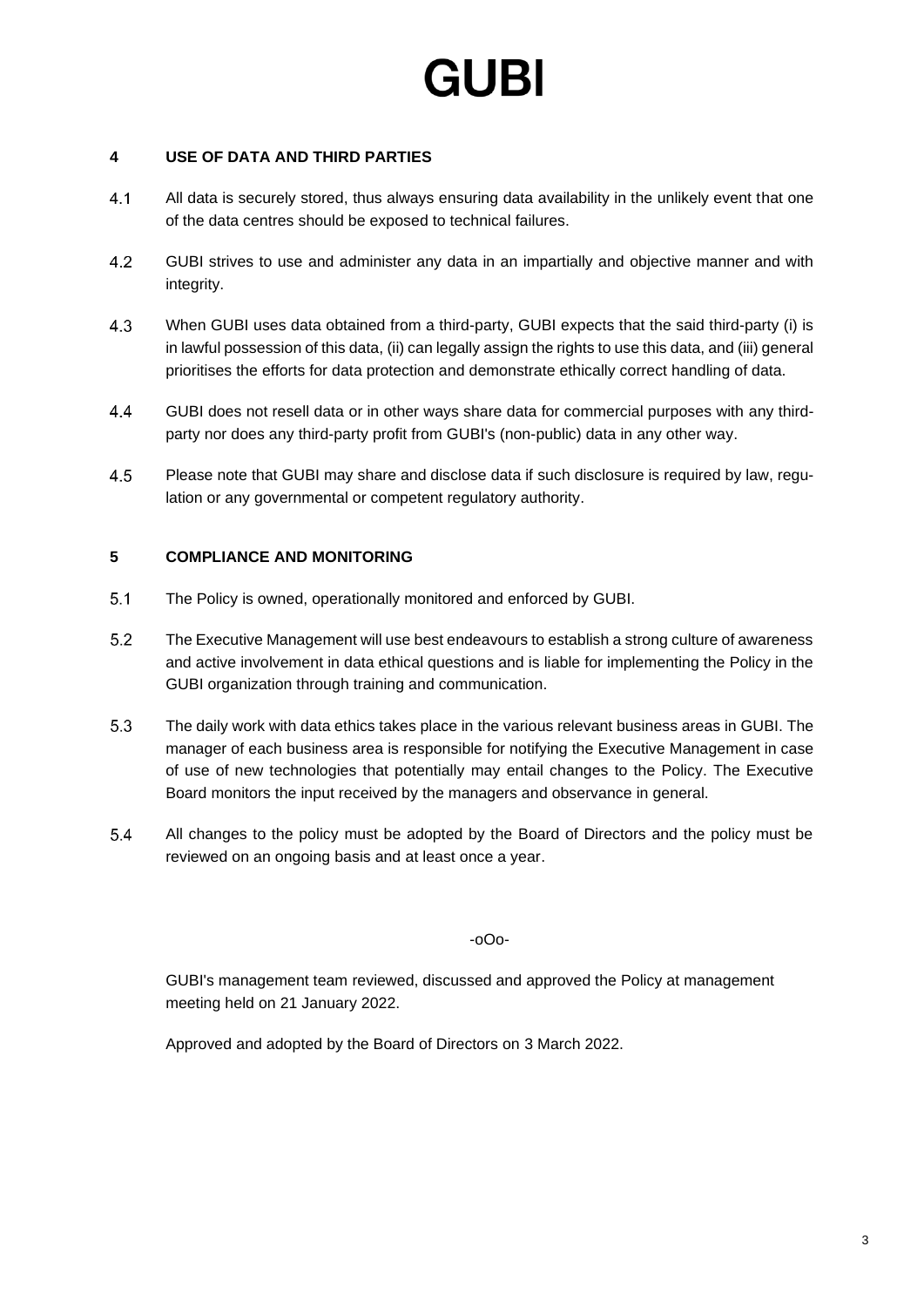# GUBI

## 4 USE OF DATA AND THIRD PARTIES

4.1 All data is securely stored, thus always ensuring data availability in the unlikely event that one of the data centres should be exposed to technical failures.

4.2 GUBI strives to use and administer any data in an impartially and objective manner and with integrity.

4.3 When GUBI uses data obtained from a third-party, GUBI expects that the said third-party (i) is in lawful possession of this data, (ii) can legally assign the rights to use this data, and (iii) general prioritises the efforts for data protection and demonstrate ethically correct handling of data.

4.4 GUBI does not resell data or in other ways share data for commercial purposes with any third-party nor does any third-party profit from GUBI's (non-public) data in any other way.

4.5 Please note that GUBI may share and disclose data if such disclosure is required by law, regulation or any governmental or competent regulatory authority.

## 5 COMPLIANCE AND MONITORING

5.1 The Policy is owned, operationally monitored and enforced by GUBI.

5.2 The Executive Management will use best endeavours to establish a strong culture of awareness and active involvement in data ethical questions and is liable for implementing the Policy in the GUBI organization through training and communication.

5.3 The daily work with data ethics takes place in the various relevant business areas in GUBI. The manager of each business area is responsible for notifying the Executive Management in case of use of new technologies that potentially may entail changes to the Policy. The Executive Board monitors the input received by the managers and observance in general.

5.4 All changes to the policy must be adopted by the Board of Directors and the policy must be reviewed on an ongoing basis and at least once a year.

-oOo-

GUBI's management team reviewed, discussed and approved the Policy at management meeting held on 21 January 2022.

Approved and adopted by the Board of Directors on 3 March 2022.